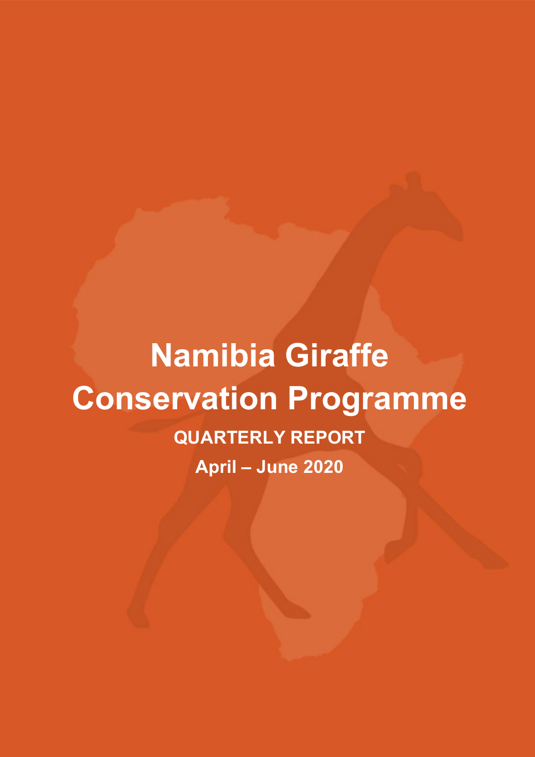# Namibia Giraffe Conservation Programme

**QUARTERLY REPORT**

**April – June 2020**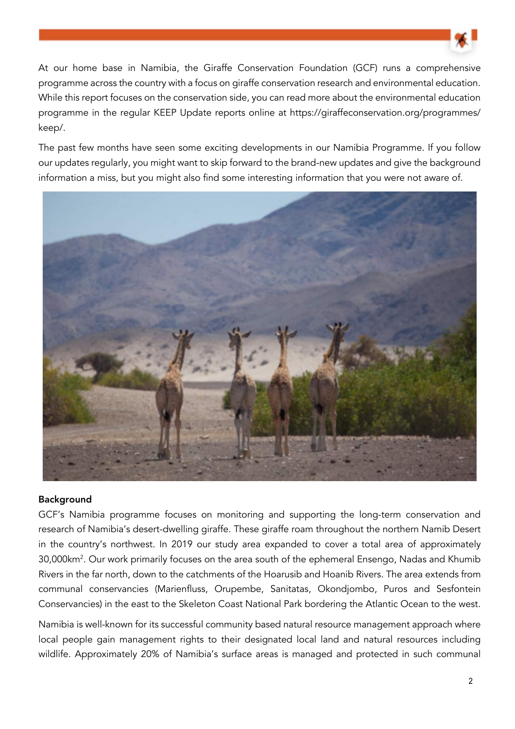At our home base in Namibia, the Giraffe Conservation Foundation (GCF) runs a comprehensive programme across the country with a focus on giraffe conservation research and environmental education. While this report focuses on the conservation side, you can read more about the environmental education programme in the regular KEEP Update reports online at https://giraffeconservation.org/programmes/keep/.

The past few months have seen some exciting developments in our Namibia Programme. If you follow our updates regularly, you might want to skip forward to the brand-new updates and give the background information a miss, but you might also find some interesting information that you were not aware of.

**Background**

GCF's Namibia programme focuses on monitoring and supporting the long-term conservation and research of Namibia's desert-dwelling giraffe. These giraffe roam throughout the northern Namib Desert in the country's northwest. In 2019 our study area expanded to cover a total area of approximately 30,000km$^2$. Our work primarily focuses on the area south of the ephemeral Ensengo, Nadas and Khumib Rivers in the far north, down to the catchments of the Hoarusib and Hoanib Rivers. The area extends from communal conservancies (Marienfluss, Orupembe, Sanitatas, Okondjombo, Puros and Sesfontein Conservancies) in the east to the Skeleton Coast National Park bordering the Atlantic Ocean to the west.

Namibia is well-known for its successful community based natural resource management approach where local people gain management rights to their designated local land and natural resources including wildlife. Approximately 20% of Namibia's surface areas is managed and protected in such communal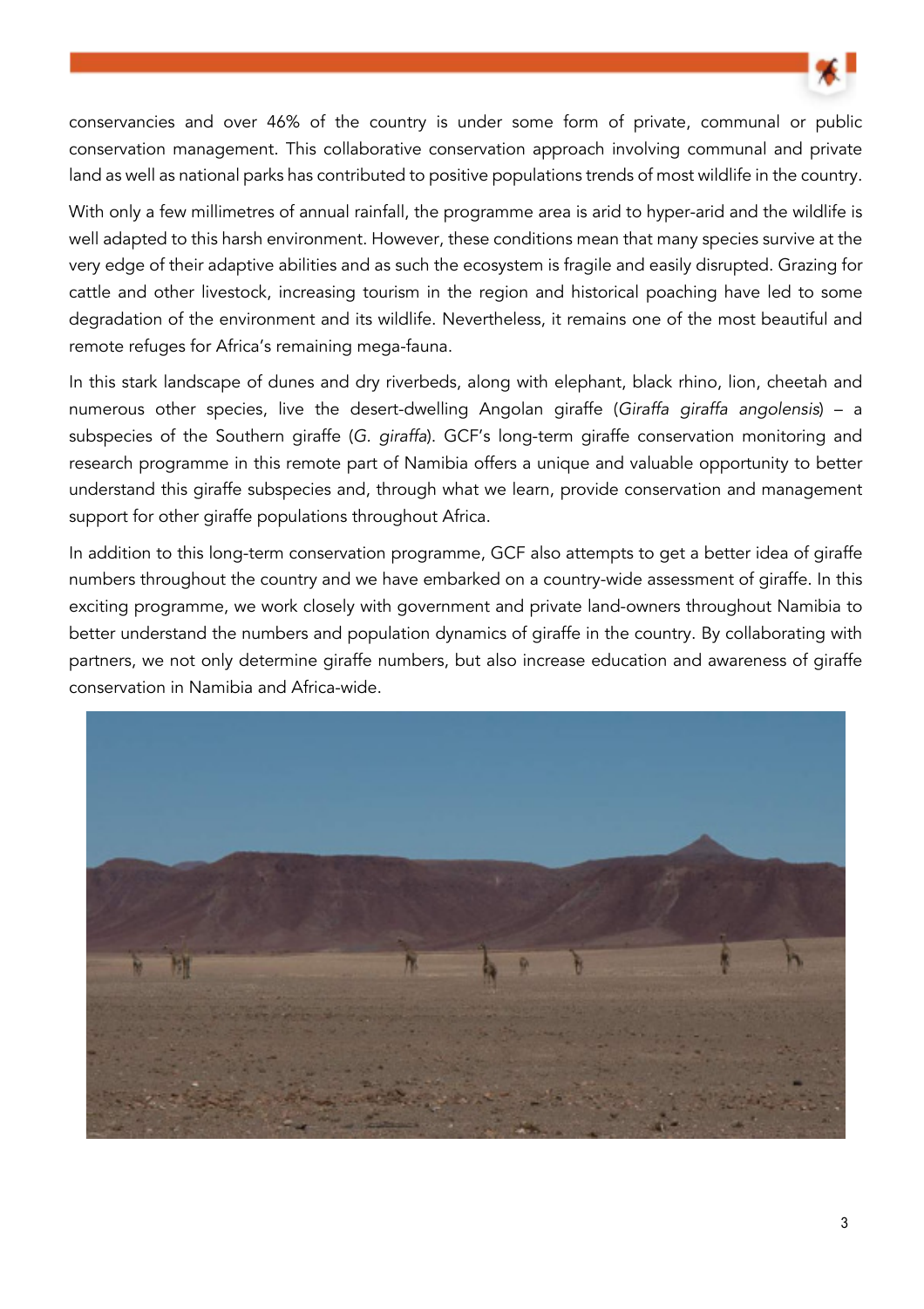conservancies and over 46% of the country is under some form of private, communal or public conservation management. This collaborative conservation approach involving communal and private land as well as national parks has contributed to positive populations trends of most wildlife in the country.

With only a few millimetres of annual rainfall, the programme area is arid to hyper-arid and the wildlife is well adapted to this harsh environment. However, these conditions mean that many species survive at the very edge of their adaptive abilities and as such the ecosystem is fragile and easily disrupted. Grazing for cattle and other livestock, increasing tourism in the region and historical poaching have led to some degradation of the environment and its wildlife. Nevertheless, it remains one of the most beautiful and remote refuges for Africa's remaining mega-fauna.

In this stark landscape of dunes and dry riverbeds, along with elephant, black rhino, lion, cheetah and numerous other species, live the desert-dwelling Angolan giraffe (*Giraffa giraffa angolensis*) – a subspecies of the Southern giraffe (*G. giraffa*). GCF's long-term giraffe conservation monitoring and research programme in this remote part of Namibia offers a unique and valuable opportunity to better understand this giraffe subspecies and, through what we learn, provide conservation and management support for other giraffe populations throughout Africa.

In addition to this long-term conservation programme, GCF also attempts to get a better idea of giraffe numbers throughout the country and we have embarked on a country-wide assessment of giraffe. In this exciting programme, we work closely with government and private land-owners throughout Namibia to better understand the numbers and population dynamics of giraffe in the country. By collaborating with partners, we not only determine giraffe numbers, but also increase education and awareness of giraffe conservation in Namibia and Africa-wide.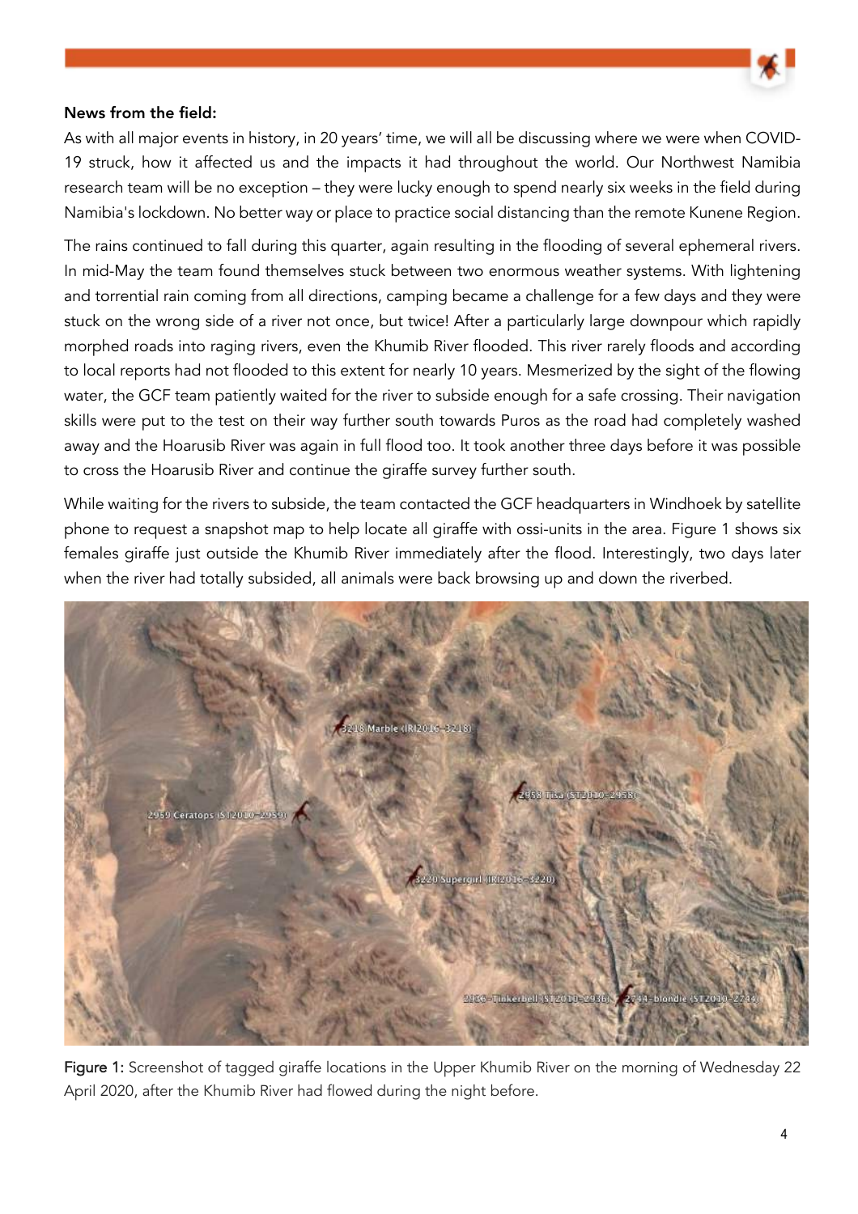**News from the field:**

As with all major events in history, in 20 years' time, we will all be discussing where we were when COVID-19 struck, how it affected us and the impacts it had throughout the world. Our Northwest Namibia research team will be no exception – they were lucky enough to spend nearly six weeks in the field during Namibia's lockdown. No better way or place to practice social distancing than the remote Kunene Region.

The rains continued to fall during this quarter, again resulting in the flooding of several ephemeral rivers. In mid-May the team found themselves stuck between two enormous weather systems. With lightening and torrential rain coming from all directions, camping became a challenge for a few days and they were stuck on the wrong side of a river not once, but twice! After a particularly large downpour which rapidly morphed roads into raging rivers, even the Khumib River flooded. This river rarely floods and according to local reports had not flooded to this extent for nearly 10 years. Mesmerized by the sight of the flowing water, the GCF team patiently waited for the river to subside enough for a safe crossing. Their navigation skills were put to the test on their way further south towards Puros as the road had completely washed away and the Hoarusib River was again in full flood too. It took another three days before it was possible to cross the Hoarusib River and continue the giraffe survey further south.

While waiting for the rivers to subside, the team contacted the GCF headquarters in Windhoek by satellite phone to request a snapshot map to help locate all giraffe with ossi-units in the area. Figure 1 shows six females giraffe just outside the Khumib River immediately after the flood. Interestingly, two days later when the river had totally subsided, all animals were back browsing up and down the riverbed.

Figure 1: Screenshot of tagged giraffe locations in the Upper Khumib River on the morning of Wednesday 22 April 2020, after the Khumib River had flowed during the night before.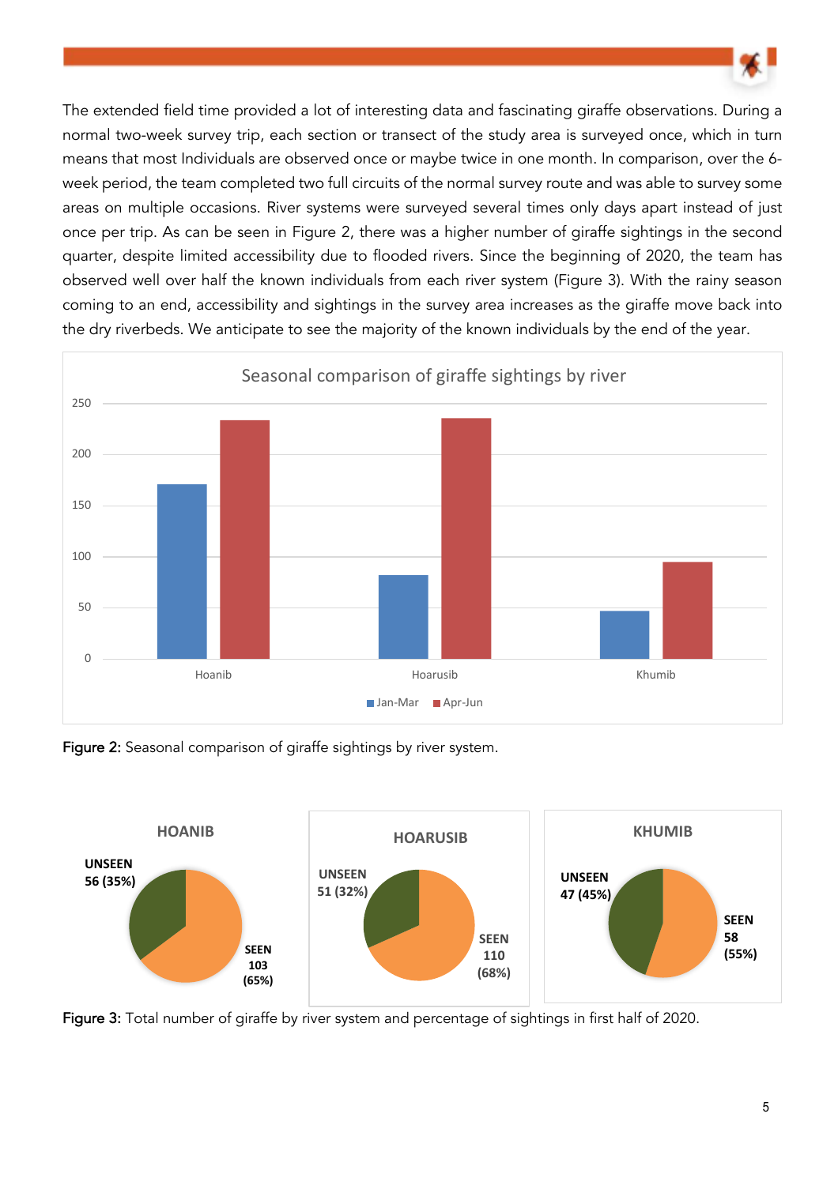The extended field time provided a lot of interesting data and fascinating giraffe observations. During a normal two-week survey trip, each section or transect of the study area is surveyed once, which in turn means that most Individuals are observed once or maybe twice in one month. In comparison, over the 6-week period, the team completed two full circuits of the normal survey route and was able to survey some areas on multiple occasions. River systems were surveyed several times only days apart instead of just once per trip. As can be seen in Figure 2, there was a higher number of giraffe sightings in the second quarter, despite limited accessibility due to flooded rivers. Since the beginning of 2020, the team has observed well over half the known individuals from each river system (Figure 3). With the rainy season coming to an end, accessibility and sightings in the survey area increases as the giraffe move back into the dry riverbeds. We anticipate to see the majority of the known individuals by the end of the year.

**Figure 2:** Seasonal comparison of giraffe sightings by river system.

**Figure 3:** Total number of giraffe by river system and percentage of sightings in first half of 2020.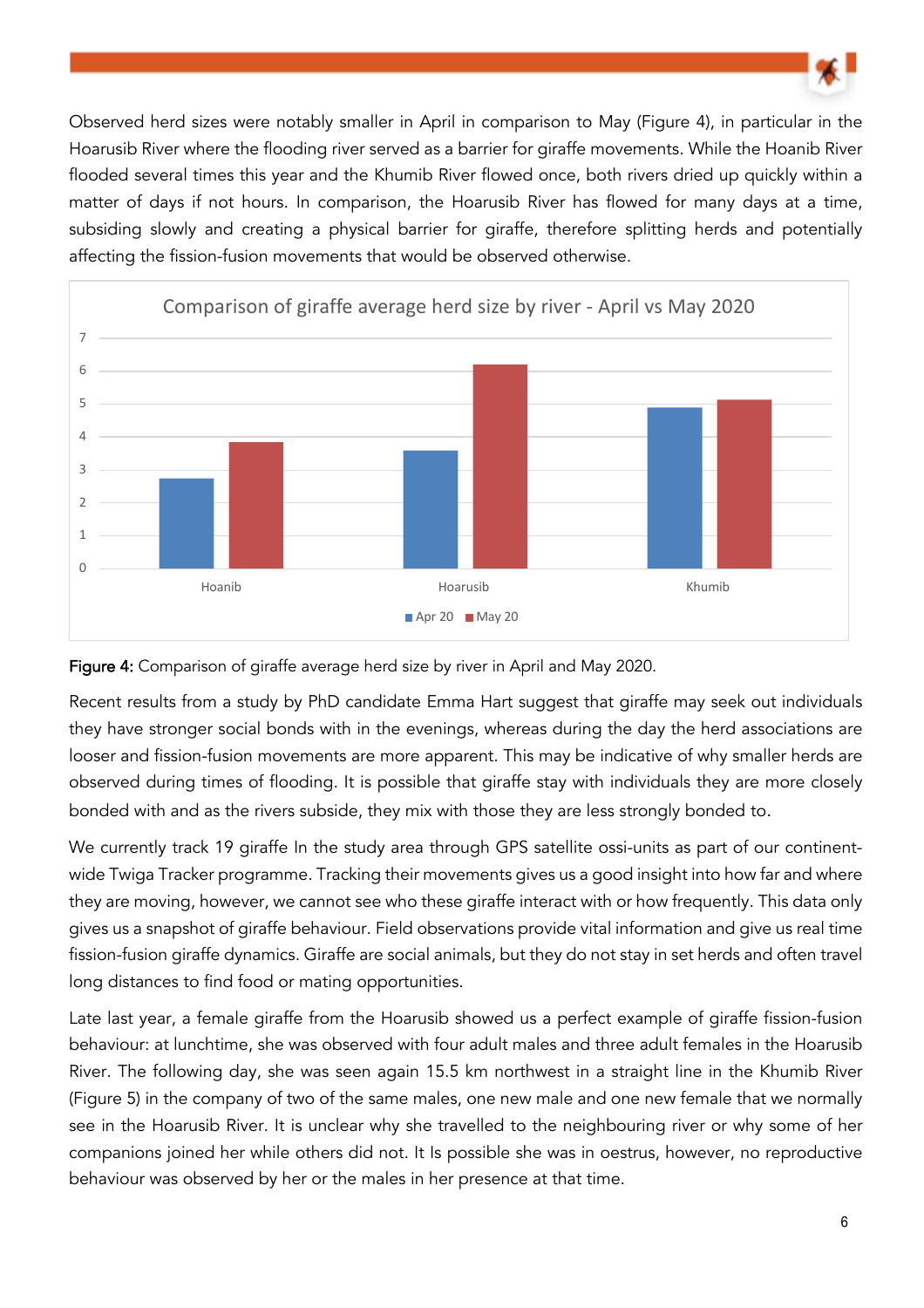Observed herd sizes were notably smaller in April in comparison to May (Figure 4), in particular in the Hoarusib River where the flooding river served as a barrier for giraffe movements. While the Hoanib River flooded several times this year and the Khumib River flowed once, both rivers dried up quickly within a matter of days if not hours. In comparison, the Hoarusib River has flowed for many days at a time, subsiding slowly and creating a physical barrier for giraffe, therefore splitting herds and potentially affecting the fission-fusion movements that would be observed otherwise.

**Figure 4:** Comparison of giraffe average herd size by river in April and May 2020.

Recent results from a study by PhD candidate Emma Hart suggest that giraffe may seek out individuals they have stronger social bonds with in the evenings, whereas during the day the herd associations are looser and fission-fusion movements are more apparent. This may be indicative of why smaller herds are observed during times of flooding. It is possible that giraffe stay with individuals they are more closely bonded with and as the rivers subside, they mix with those they are less strongly bonded to.

We currently track 19 giraffe In the study area through GPS satellite ossi-units as part of our continent-wide Twiga Tracker programme. Tracking their movements gives us a good insight into how far and where they are moving, however, we cannot see who these giraffe interact with or how frequently. This data only gives us a snapshot of giraffe behaviour. Field observations provide vital information and give us real time fission-fusion giraffe dynamics. Giraffe are social animals, but they do not stay in set herds and often travel long distances to find food or mating opportunities.

Late last year, a female giraffe from the Hoarusib showed us a perfect example of giraffe fission-fusion behaviour: at lunchtime, she was observed with four adult males and three adult females in the Hoarusib River. The following day, she was seen again 15.5 km northwest in a straight line in the Khumib River (Figure 5) in the company of two of the same males, one new male and one new female that we normally see in the Hoarusib River. It is unclear why she travelled to the neighbouring river or why some of her companions joined her while others did not. It Is possible she was in oestrus, however, no reproductive behaviour was observed by her or the males in her presence at that time.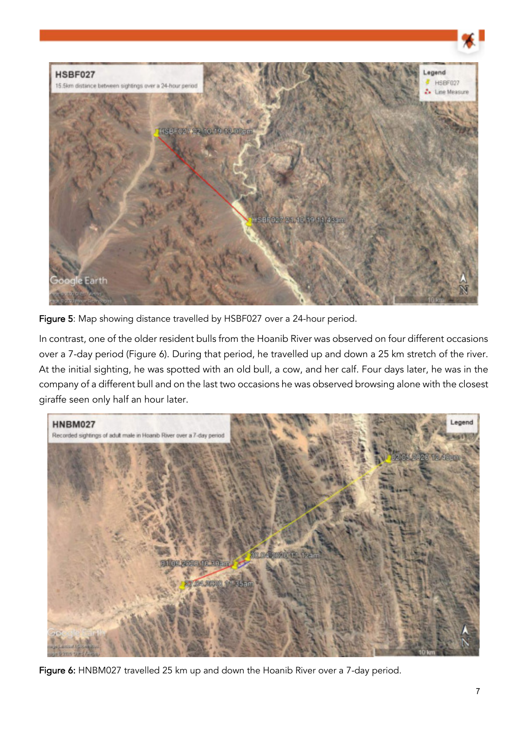Figure 5: Map showing distance travelled by HSBF027 over a 24-hour period.

In contrast, one of the older resident bulls from the Hoanib River was observed on four different occasions over a 7-day period (Figure 6). During that period, he travelled up and down a 25 km stretch of the river. At the initial sighting, he was spotted with an old bull, a cow, and her calf. Four days later, he was in the company of a different bull and on the last two occasions he was observed browsing alone with the closest giraffe seen only half an hour later.

Figure 6: HNBM027 travelled 25 km up and down the Hoanib River over a 7-day period.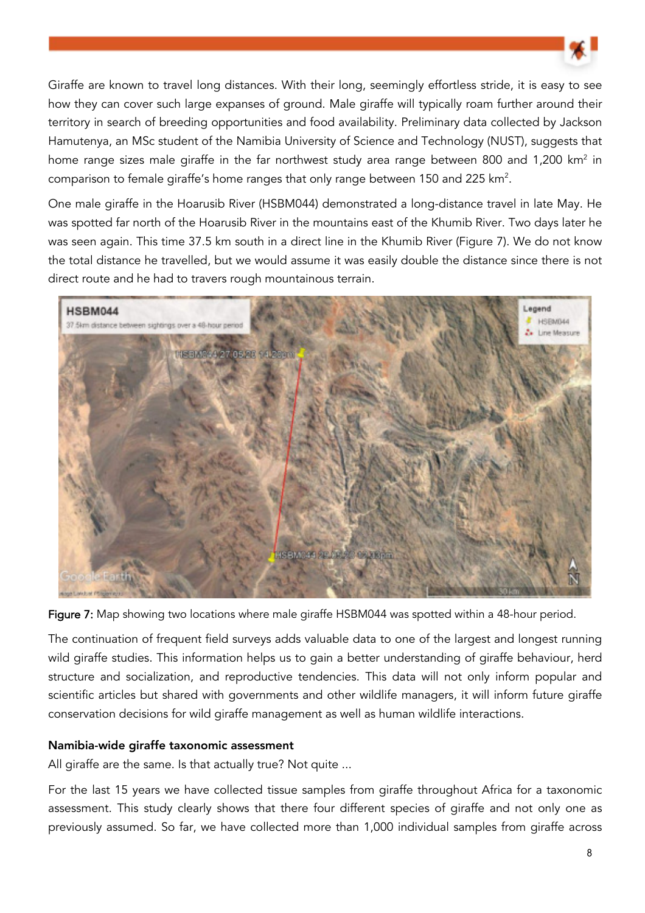Giraffe are known to travel long distances. With their long, seemingly effortless stride, it is easy to see how they can cover such large expanses of ground. Male giraffe will typically roam further around their territory in search of breeding opportunities and food availability. Preliminary data collected by Jackson Hamutenya, an MSc student of the Namibia University of Science and Technology (NUST), suggests that home range sizes male giraffe in the far northwest study area range between 800 and 1,200 km$^2$ in comparison to female giraffe's home ranges that only range between 150 and 225 km$^2$.

One male giraffe in the Hoarusib River (HSBM044) demonstrated a long-distance travel in late May. He was spotted far north of the Hoarusib River in the mountains east of the Khumib River. Two days later he was seen again. This time 37.5 km south in a direct line in the Khumib River (Figure 7). We do not know the total distance he travelled, but we would assume it was easily double the distance since there is not direct route and he had to travers rough mountainous terrain.

Figure 7: Map showing two locations where male giraffe HSBM044 was spotted within a 48-hour period.

The continuation of frequent field surveys adds valuable data to one of the largest and longest running wild giraffe studies. This information helps us to gain a better understanding of giraffe behaviour, herd structure and socialization, and reproductive tendencies. This data will not only inform popular and scientific articles but shared with governments and other wildlife managers, it will inform future giraffe conservation decisions for wild giraffe management as well as human wildlife interactions.

### Namibia-wide giraffe taxonomic assessment

All giraffe are the same. Is that actually true? Not quite ...

For the last 15 years we have collected tissue samples from giraffe throughout Africa for a taxonomic assessment. This study clearly shows that there four different species of giraffe and not only one as previously assumed. So far, we have collected more than 1,000 individual samples from giraffe across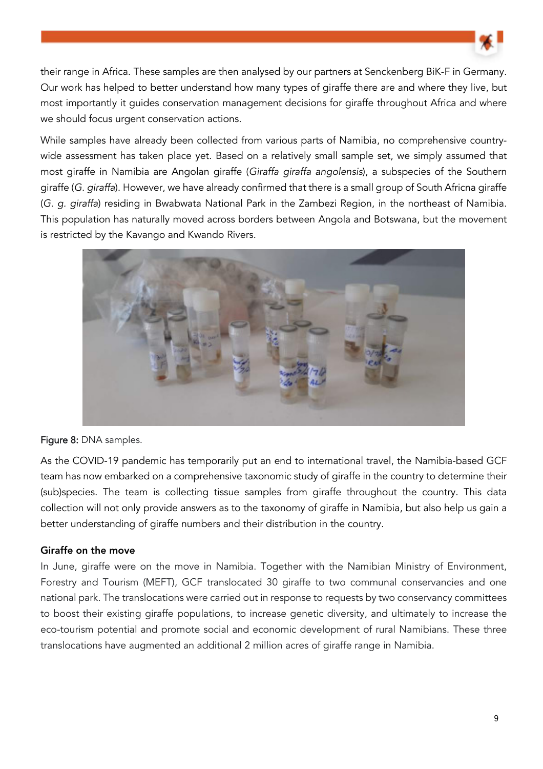their range in Africa. These samples are then analysed by our partners at Senckenberg BiK-F in Germany. Our work has helped to better understand how many types of giraffe there are and where they live, but most importantly it guides conservation management decisions for giraffe throughout Africa and where we should focus urgent conservation actions.

While samples have already been collected from various parts of Namibia, no comprehensive country-wide assessment has taken place yet. Based on a relatively small sample set, we simply assumed that most giraffe in Namibia are Angolan giraffe (*Giraffa giraffa angolensis*), a subspecies of the Southern giraffe (*G. giraffa*). However, we have already confirmed that there is a small group of South Africna giraffe (*G. g. giraffa*) residing in Bwabwata National Park in the Zambezi Region, in the northeast of Namibia. This population has naturally moved across borders between Angola and Botswana, but the movement is restricted by the Kavango and Kwando Rivers.

**Figure 8:** DNA samples.

As the COVID-19 pandemic has temporarily put an end to international travel, the Namibia-based GCF team has now embarked on a comprehensive taxonomic study of giraffe in the country to determine their (sub)species. The team is collecting tissue samples from giraffe throughout the country. This data collection will not only provide answers as to the taxonomy of giraffe in Namibia, but also help us gain a better understanding of giraffe numbers and their distribution in the country.

### Giraffe on the move

In June, giraffe were on the move in Namibia. Together with the Namibian Ministry of Environment, Forestry and Tourism (MEFT), GCF translocated 30 giraffe to two communal conservancies and one national park. The translocations were carried out in response to requests by two conservancy committees to boost their existing giraffe populations, to increase genetic diversity, and ultimately to increase the eco-tourism potential and promote social and economic development of rural Namibians. These three translocations have augmented an additional 2 million acres of giraffe range in Namibia.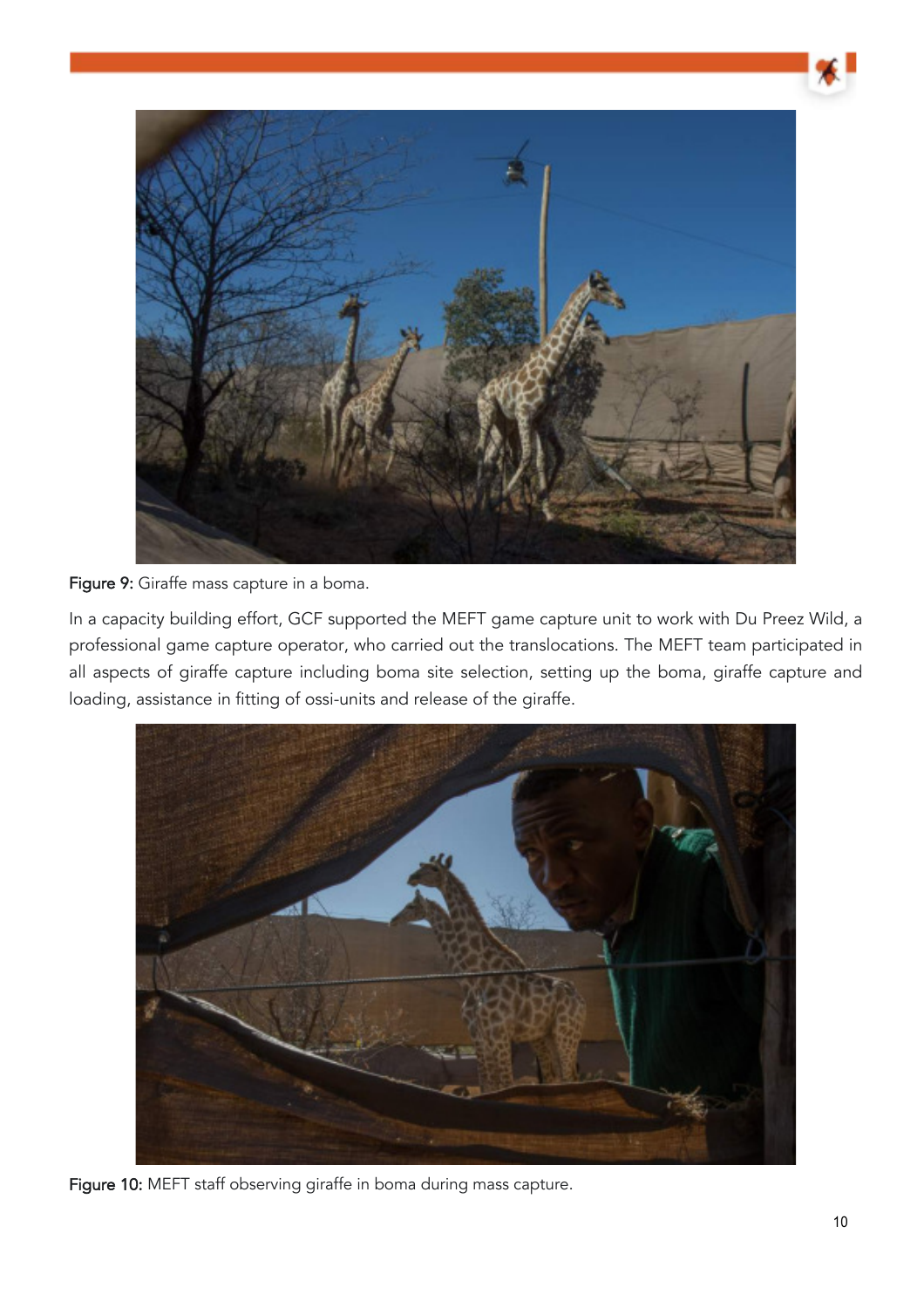Figure 9: Giraffe mass capture in a boma.

In a capacity building effort, GCF supported the MEFT game capture unit to work with Du Preez Wild, a professional game capture operator, who carried out the translocations. The MEFT team participated in all aspects of giraffe capture including boma site selection, setting up the boma, giraffe capture and loading, assistance in fitting of ossi-units and release of the giraffe.

Figure 10: MEFT staff observing giraffe in boma during mass capture.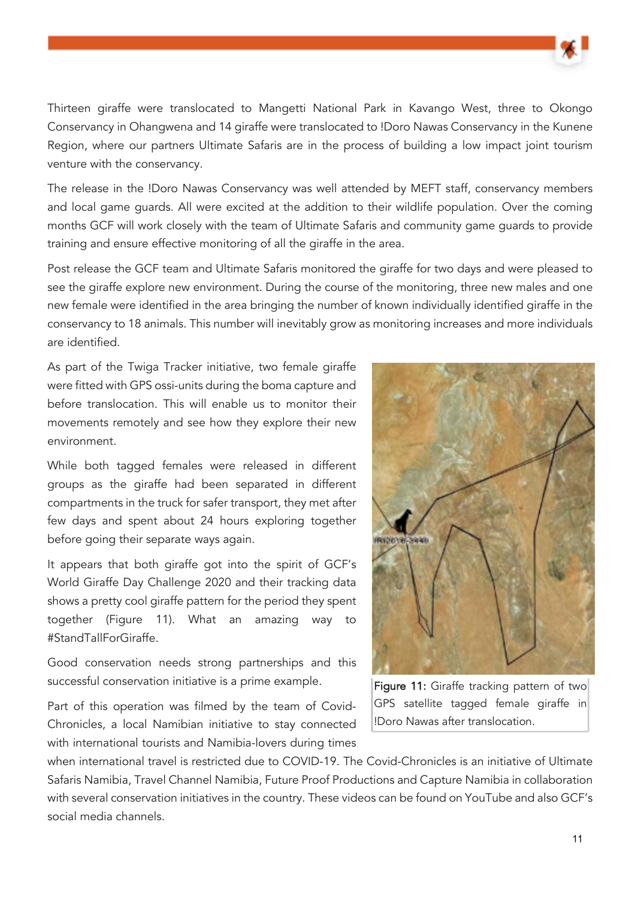Thirteen giraffe were translocated to Mangetti National Park in Kavango West, three to Okongo Conservancy in Ohangwena and 14 giraffe were translocated to !Doro Nawas Conservancy in the Kunene Region, where our partners Ultimate Safaris are in the process of building a low impact joint tourism venture with the conservancy.

The release in the !Doro Nawas Conservancy was well attended by MEFT staff, conservancy members and local game guards. All were excited at the addition to their wildlife population. Over the coming months GCF will work closely with the team of Ultimate Safaris and community game guards to provide training and ensure effective monitoring of all the giraffe in the area.

Post release the GCF team and Ultimate Safaris monitored the giraffe for two days and were pleased to see the giraffe explore new environment. During the course of the monitoring, three new males and one new female were identified in the area bringing the number of known individually identified giraffe in the conservancy to 18 animals. This number will inevitably grow as monitoring increases and more individuals are identified.

As part of the Twiga Tracker initiative, two female giraffe were fitted with GPS ossi-units during the boma capture and before translocation. This will enable us to monitor their movements remotely and see how they explore their new environment.

While both tagged females were released in different groups as the giraffe had been separated in different compartments in the truck for safer transport, they met after few days and spent about 24 hours exploring together before going their separate ways again.

It appears that both giraffe got into the spirit of GCF's World Giraffe Day Challenge 2020 and their tracking data shows a pretty cool giraffe pattern for the period they spent together (Figure 11). What an amazing way to #StandTallForGiraffe.

Good conservation needs strong partnerships and this successful conservation initiative is a prime example.

**Figure 11:** Giraffe tracking pattern of two GPS satellite tagged female giraffe in !Doro Nawas after translocation.

Part of this operation was filmed by the team of Covid-Chronicles, a local Namibian initiative to stay connected with international tourists and Namibia-lovers during times when international travel is restricted due to COVID-19. The Covid-Chronicles is an initiative of Ultimate Safaris Namibia, Travel Channel Namibia, Future Proof Productions and Capture Namibia in collaboration with several conservation initiatives in the country. These videos can be found on YouTube and also GCF's social media channels.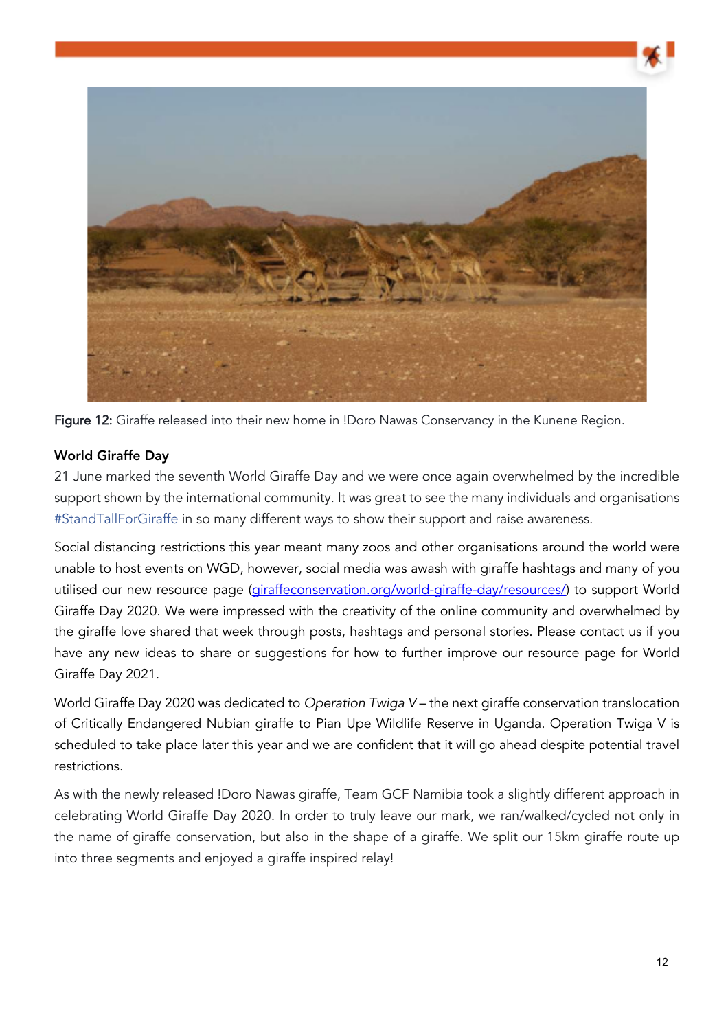**Figure 12:** Giraffe released into their new home in !Doro Nawas Conservancy in the Kunene Region.

### World Giraffe Day

21 June marked the seventh World Giraffe Day and we were once again overwhelmed by the incredible support shown by the international community. It was great to see the many individuals and organisations #StandTallForGiraffe in so many different ways to show their support and raise awareness.

Social distancing restrictions this year meant many zoos and other organisations around the world were unable to host events on WGD, however, social media was awash with giraffe hashtags and many of you utilised our new resource page (giraffeconservation.org/world-giraffe-day/resources/) to support World Giraffe Day 2020. We were impressed with the creativity of the online community and overwhelmed by the giraffe love shared that week through posts, hashtags and personal stories. Please contact us if you have any new ideas to share or suggestions for how to further improve our resource page for World Giraffe Day 2021.

World Giraffe Day 2020 was dedicated to *Operation Twiga V* – the next giraffe conservation translocation of Critically Endangered Nubian giraffe to Pian Upe Wildlife Reserve in Uganda. Operation Twiga V is scheduled to take place later this year and we are confident that it will go ahead despite potential travel restrictions.

As with the newly released !Doro Nawas giraffe, Team GCF Namibia took a slightly different approach in celebrating World Giraffe Day 2020. In order to truly leave our mark, we ran/walked/cycled not only in the name of giraffe conservation, but also in the shape of a giraffe. We split our 15km giraffe route up into three segments and enjoyed a giraffe inspired relay!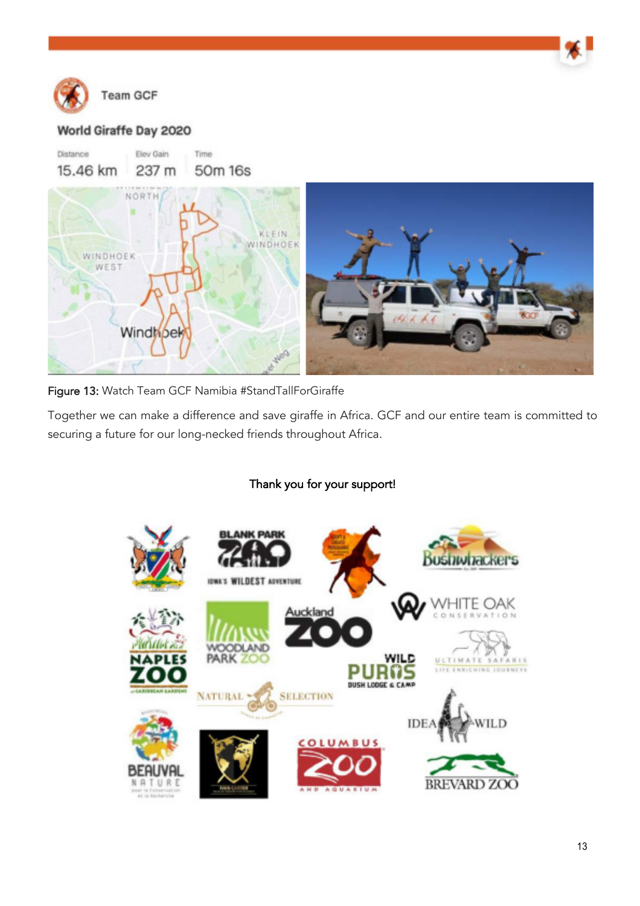Figure 13: Watch Team GCF Namibia #StandTallForGiraffe

Together we can make a difference and save giraffe in Africa. GCF and our entire team is committed to securing a future for our long-necked friends throughout Africa.

**Thank you for your support!**